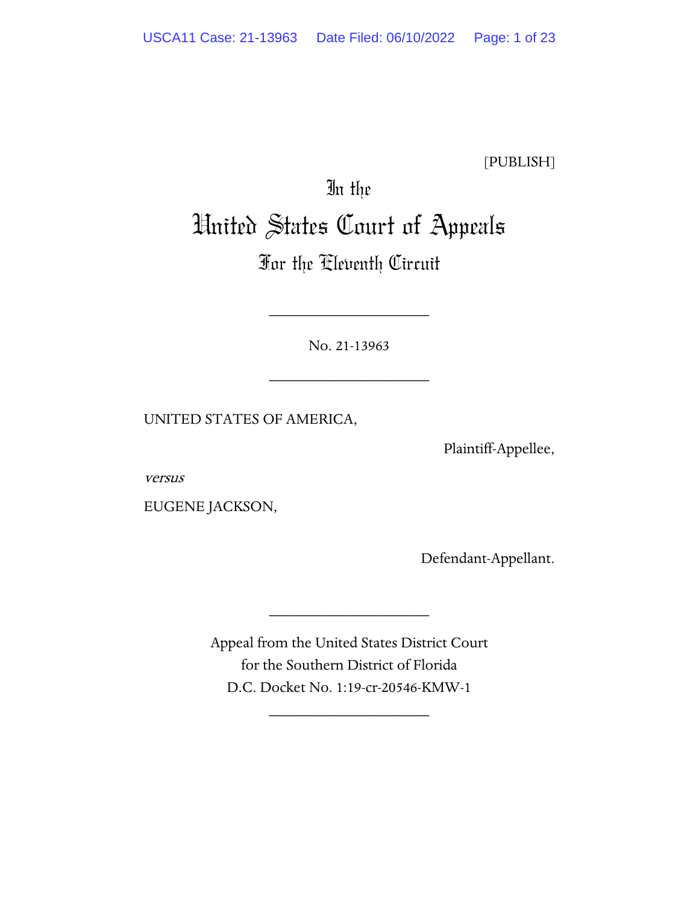[PUBLISH]

# In the United States Court of Appeals For the Eleventh Circuit

____________________

No. 21-13963

____________________

UNITED STATES OF AMERICA,

Plaintiff-Appellee,

*versus*

EUGENE JACKSON,

Defendant-Appellant.

____________________

Appeal from the United States District Court for the Southern District of Florida
D.C. Docket No. 1:19-cr-20546-KMW-1

____________________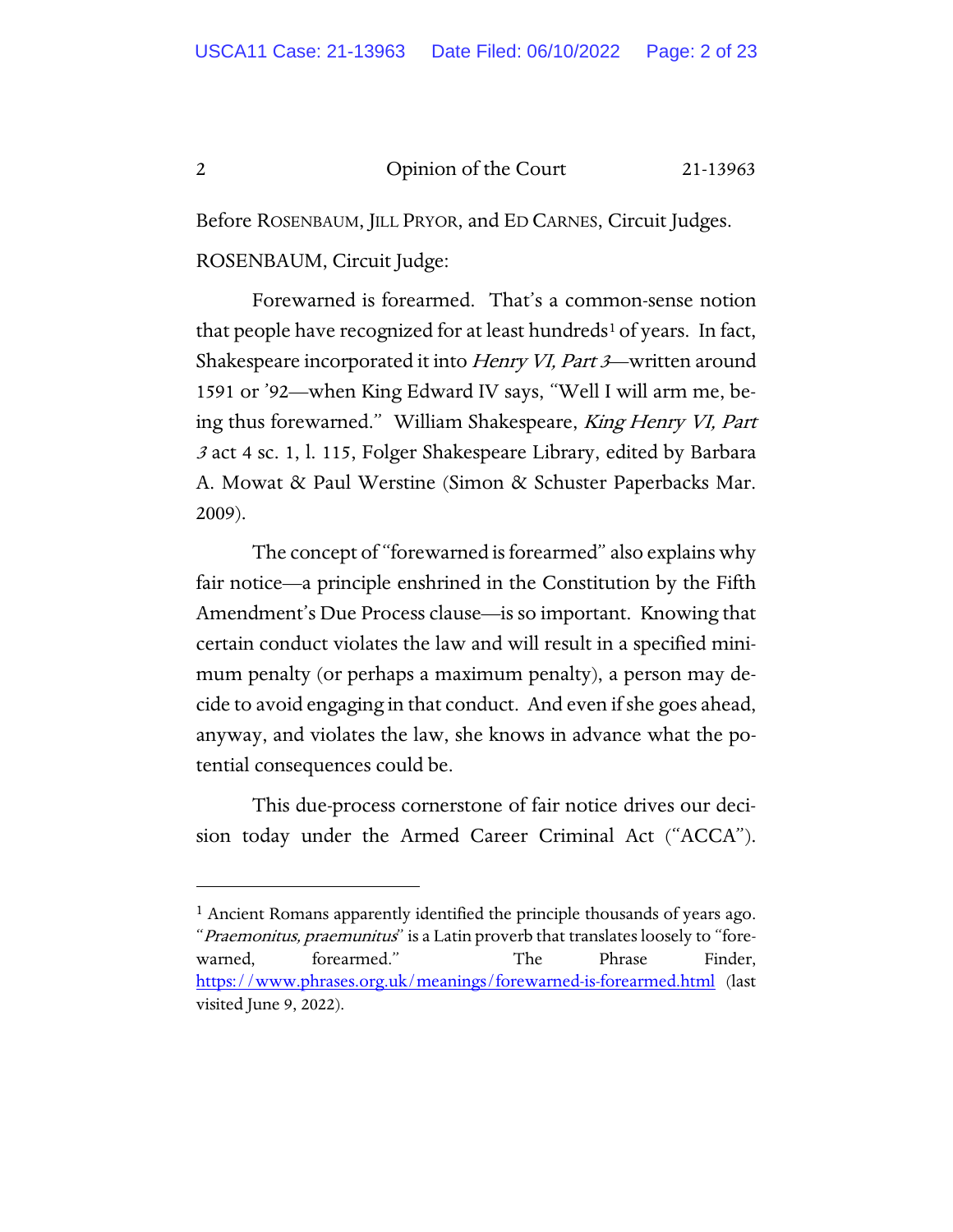Before ROSENBAUM, JILL PRYOR, and ED CARNES, Circuit Judges.

ROSENBAUM, Circuit Judge:

Forewarned is forearmed. That's a common-sense notion that people have recognized for at least hundreds[1] of years. In fact, Shakespeare incorporated it into *Henry VI, Part 3*—written around 1591 or '92—when King Edward IV says, "Well I will arm me, being thus forewarned." William Shakespeare, *King Henry VI, Part 3* act 4 sc. 1, l. 115, Folger Shakespeare Library, edited by Barbara A. Mowat & Paul Werstine (Simon & Schuster Paperbacks Mar. 2009).

The concept of "forewarned is forearmed" also explains why fair notice—a principle enshrined in the Constitution by the Fifth Amendment's Due Process clause—is so important. Knowing that certain conduct violates the law and will result in a specified minimum penalty (or perhaps a maximum penalty), a person may decide to avoid engaging in that conduct. And even if she goes ahead, anyway, and violates the law, she knows in advance what the potential consequences could be.

This due-process cornerstone of fair notice drives our decision today under the Armed Career Criminal Act ("ACCA").

---

[1] Ancient Romans apparently identified the principle thousands of years ago. "*Praemonitus, praemunitus*" is a Latin proverb that translates loosely to "forewarned, forearmed." The Phrase Finder, https://www.phrases.org.uk/meanings/forewarned-is-forearmed.html (last visited June 9, 2022).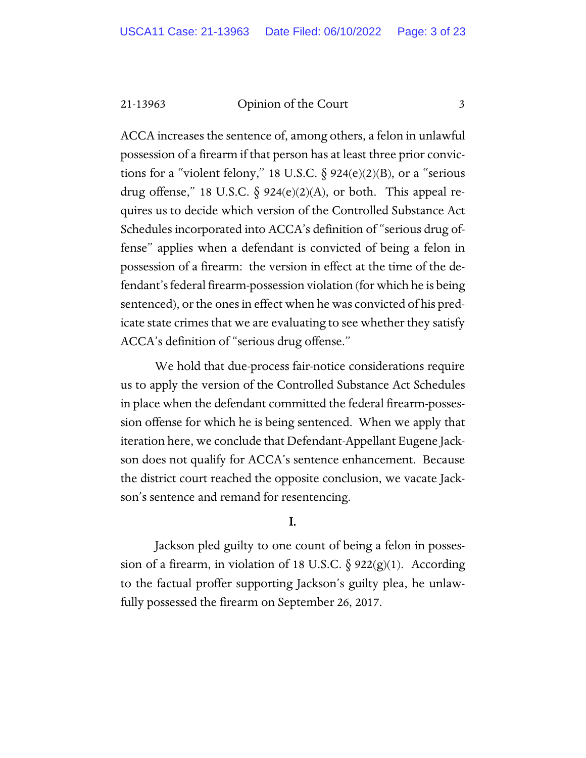ACCA increases the sentence of, among others, a felon in unlawful possession of a firearm if that person has at least three prior convictions for a "violent felony," 18 U.S.C. § 924(e)(2)(B), or a "serious drug offense," 18 U.S.C. § 924(e)(2)(A), or both. This appeal requires us to decide which version of the Controlled Substance Act Schedules incorporated into ACCA's definition of "serious drug offense" applies when a defendant is convicted of being a felon in possession of a firearm: the version in effect at the time of the defendant's federal firearm-possession violation (for which he is being sentenced), or the ones in effect when he was convicted of his predicate state crimes that we are evaluating to see whether they satisfy ACCA's definition of "serious drug offense."

We hold that due-process fair-notice considerations require us to apply the version of the Controlled Substance Act Schedules in place when the defendant committed the federal firearm-possession offense for which he is being sentenced. When we apply that iteration here, we conclude that Defendant-Appellant Eugene Jackson does not qualify for ACCA's sentence enhancement. Because the district court reached the opposite conclusion, we vacate Jackson's sentence and remand for resentencing.

## I.

Jackson pled guilty to one count of being a felon in possession of a firearm, in violation of 18 U.S.C. § 922(g)(1). According to the factual proffer supporting Jackson's guilty plea, he unlawfully possessed the firearm on September 26, 2017.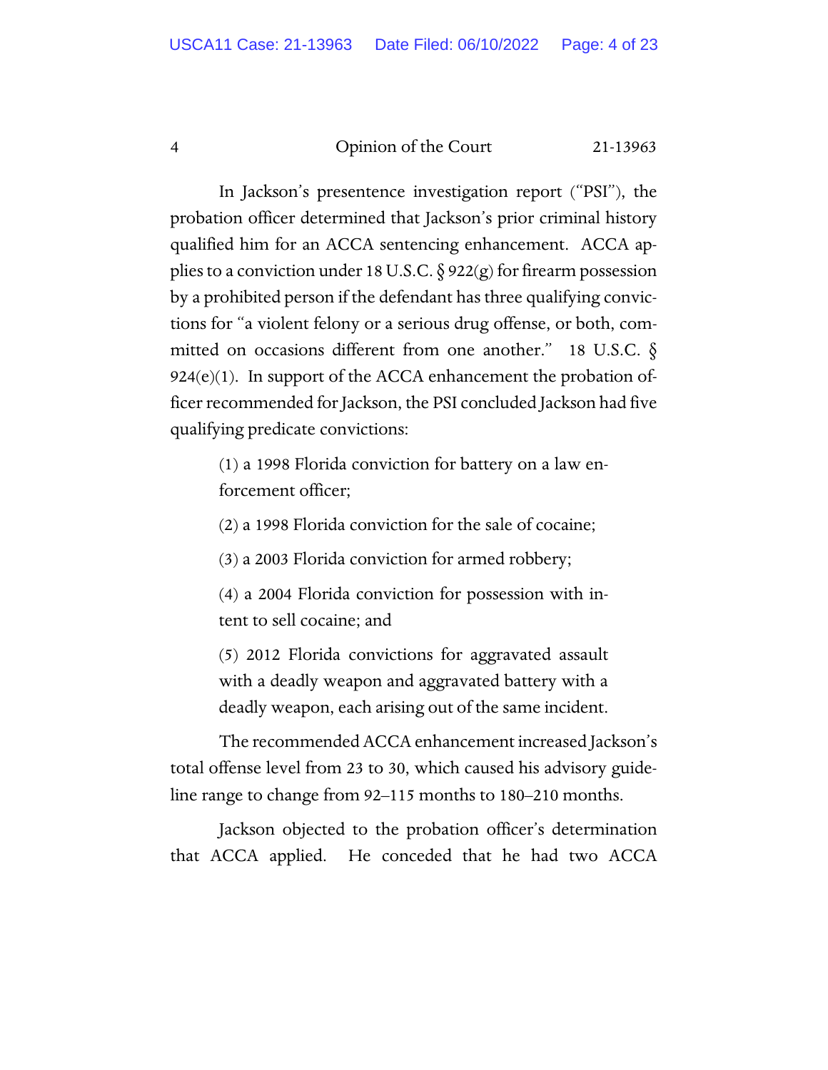In Jackson's presentence investigation report ("PSI"), the probation officer determined that Jackson's prior criminal history qualified him for an ACCA sentencing enhancement. ACCA applies to a conviction under 18 U.S.C. § 922(g) for firearm possession by a prohibited person if the defendant has three qualifying convictions for "a violent felony or a serious drug offense, or both, committed on occasions different from one another." 18 U.S.C. § 924(e)(1). In support of the ACCA enhancement the probation officer recommended for Jackson, the PSI concluded Jackson had five qualifying predicate convictions:

> (1) a 1998 Florida conviction for battery on a law enforcement officer;
>
> (2) a 1998 Florida conviction for the sale of cocaine;
>
> (3) a 2003 Florida conviction for armed robbery;
>
> (4) a 2004 Florida conviction for possession with intent to sell cocaine; and
>
> (5) 2012 Florida convictions for aggravated assault with a deadly weapon and aggravated battery with a deadly weapon, each arising out of the same incident.

The recommended ACCA enhancement increased Jackson's total offense level from 23 to 30, which caused his advisory guideline range to change from 92–115 months to 180–210 months.

Jackson objected to the probation officer's determination that ACCA applied. He conceded that he had two ACCA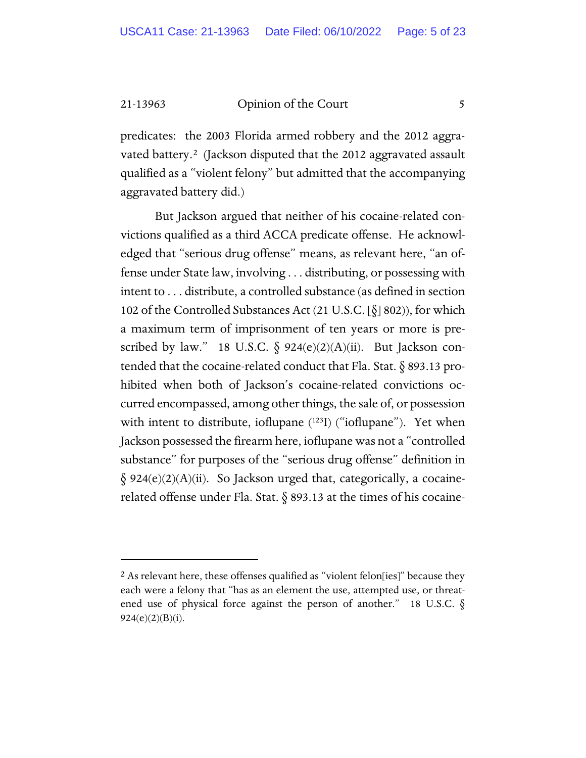predicates: the 2003 Florida armed robbery and the 2012 aggravated battery.[2] (Jackson disputed that the 2012 aggravated assault qualified as a "violent felony" but admitted that the accompanying aggravated battery did.)

But Jackson argued that neither of his cocaine-related convictions qualified as a third ACCA predicate offense. He acknowledged that "serious drug offense" means, as relevant here, "an offense under State law, involving . . . distributing, or possessing with intent to . . . distribute, a controlled substance (as defined in section 102 of the Controlled Substances Act (21 U.S.C. [§] 802)), for which a maximum term of imprisonment of ten years or more is prescribed by law." 18 U.S.C. § 924(e)(2)(A)(ii). But Jackson contended that the cocaine-related conduct that Fla. Stat. § 893.13 prohibited when both of Jackson's cocaine-related convictions occurred encompassed, among other things, the sale of, or possession with intent to distribute, ioflupane ($^{123}$I) ("ioflupane"). Yet when Jackson possessed the firearm here, ioflupane was not a "controlled substance" for purposes of the "serious drug offense" definition in § 924(e)(2)(A)(ii). So Jackson urged that, categorically, a cocaine-related offense under Fla. Stat. § 893.13 at the times of his cocaine-

---

[2] As relevant here, these offenses qualified as "violent felon[ies]" because they each were a felony that "has as an element the use, attempted use, or threatened use of physical force against the person of another." 18 U.S.C. § 924(e)(2)(B)(i).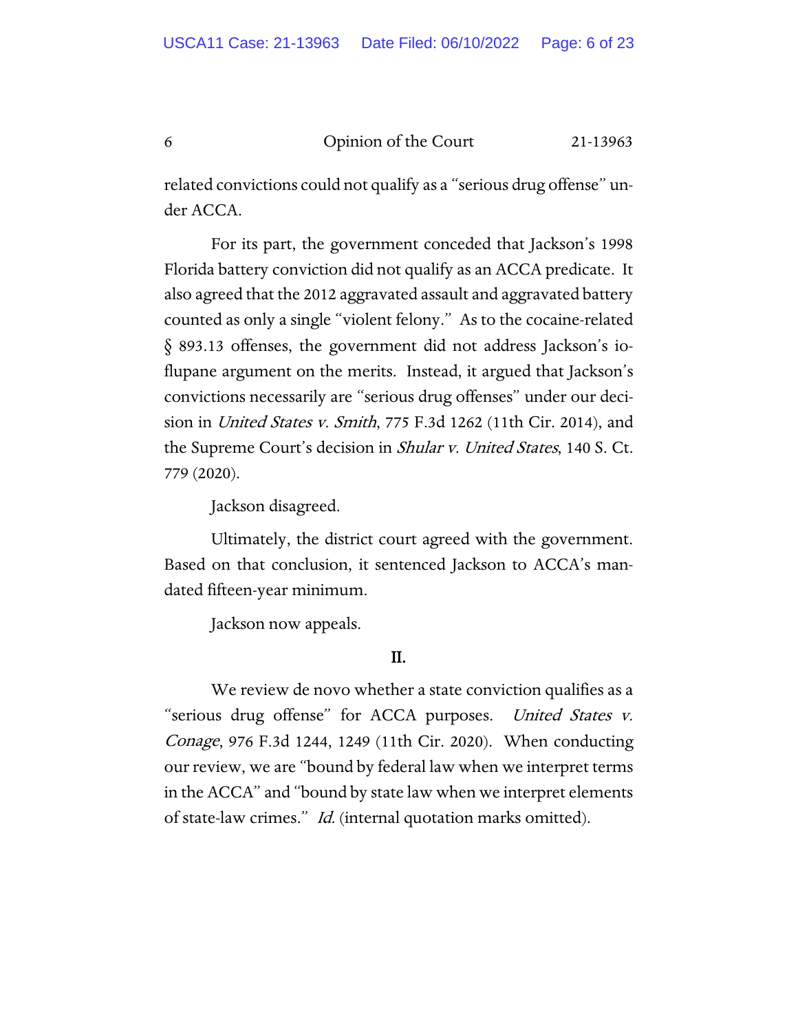related convictions could not qualify as a "serious drug offense" under ACCA.

For its part, the government conceded that Jackson's 1998 Florida battery conviction did not qualify as an ACCA predicate. It also agreed that the 2012 aggravated assault and aggravated battery counted as only a single "violent felony." As to the cocaine-related § 893.13 offenses, the government did not address Jackson's ioflupane argument on the merits. Instead, it argued that Jackson's convictions necessarily are "serious drug offenses" under our decision in *United States v. Smith*, 775 F.3d 1262 (11th Cir. 2014), and the Supreme Court's decision in *Shular v. United States*, 140 S. Ct. 779 (2020).

Jackson disagreed.

Ultimately, the district court agreed with the government. Based on that conclusion, it sentenced Jackson to ACCA's mandated fifteen-year minimum.

Jackson now appeals.

## II.

We review de novo whether a state conviction qualifies as a "serious drug offense" for ACCA purposes. *United States v. Conage*, 976 F.3d 1244, 1249 (11th Cir. 2020). When conducting our review, we are "bound by federal law when we interpret terms in the ACCA" and "bound by state law when we interpret elements of state-law crimes." *Id.* (internal quotation marks omitted).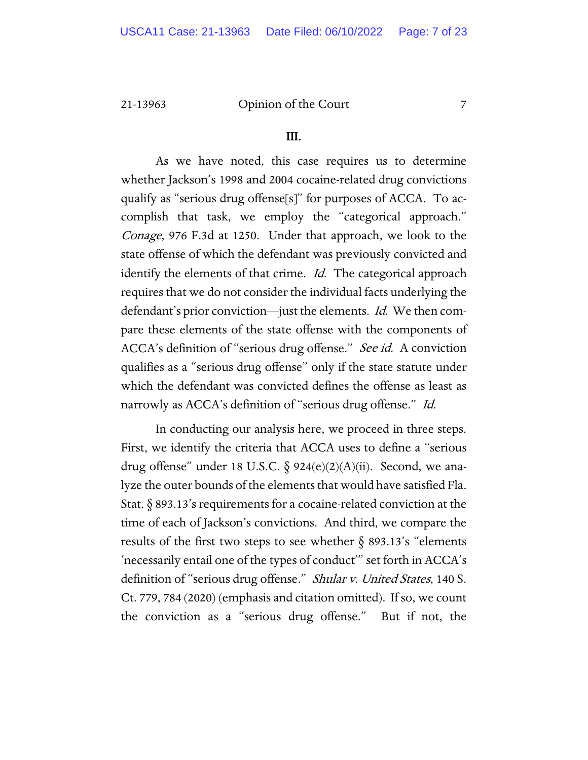### III.

As we have noted, this case requires us to determine whether Jackson's 1998 and 2004 cocaine-related drug convictions qualify as "serious drug offense[s]" for purposes of ACCA. To accomplish that task, we employ the "categorical approach." *Conage*, 976 F.3d at 1250. Under that approach, we look to the state offense of which the defendant was previously convicted and identify the elements of that crime. *Id.* The categorical approach requires that we do not consider the individual facts underlying the defendant's prior conviction—just the elements. *Id.* We then compare these elements of the state offense with the components of ACCA's definition of "serious drug offense." *See id.* A conviction qualifies as a "serious drug offense" only if the state statute under which the defendant was convicted defines the offense as least as narrowly as ACCA's definition of "serious drug offense." *Id.*

In conducting our analysis here, we proceed in three steps. First, we identify the criteria that ACCA uses to define a "serious drug offense" under 18 U.S.C. § 924(e)(2)(A)(ii). Second, we analyze the outer bounds of the elements that would have satisfied Fla. Stat. § 893.13's requirements for a cocaine-related conviction at the time of each of Jackson's convictions. And third, we compare the results of the first two steps to see whether § 893.13's "elements 'necessarily entail one of the types of conduct'" set forth in ACCA's definition of "serious drug offense." *Shular v. United States*, 140 S. Ct. 779, 784 (2020) (emphasis and citation omitted). If so, we count the conviction as a "serious drug offense." But if not, the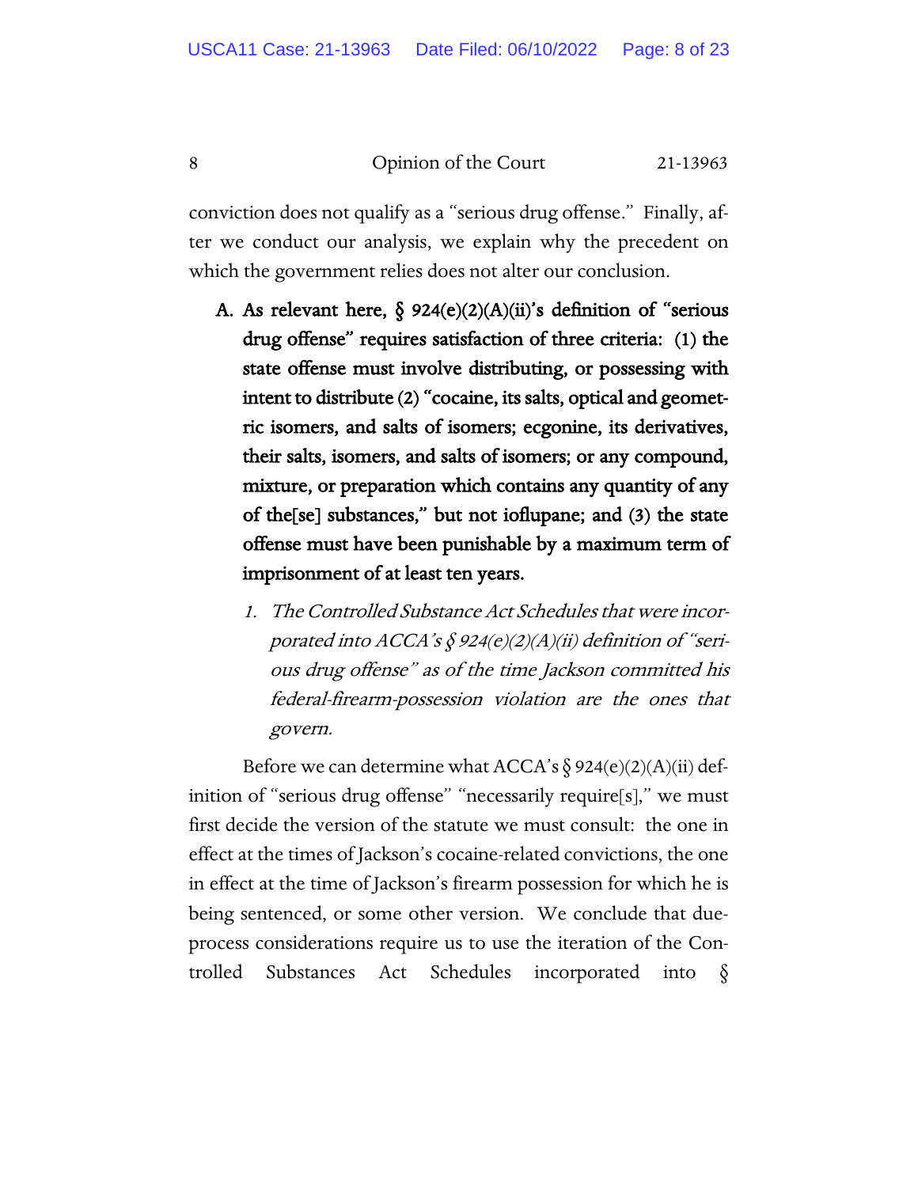conviction does not qualify as a "serious drug offense." Finally, after we conduct our analysis, we explain why the precedent on which the government relies does not alter our conclusion.

**A. As relevant here, § 924(e)(2)(A)(ii)'s definition of "serious drug offense" requires satisfaction of three criteria: (1) the state offense must involve distributing, or possessing with intent to distribute (2) "cocaine, its salts, optical and geometric isomers, and salts of isomers; ecgonine, its derivatives, their salts, isomers, and salts of isomers; or any compound, mixture, or preparation which contains any quantity of any of the[se] substances," but not ioflupane; and (3) the state offense must have been punishable by a maximum term of imprisonment of at least ten years.**

*1. The Controlled Substance Act Schedules that were incorporated into ACCA's § 924(e)(2)(A)(ii) definition of "serious drug offense" as of the time Jackson committed his federal-firearm-possession violation are the ones that govern.*

Before we can determine what ACCA's § 924(e)(2)(A)(ii) definition of "serious drug offense" "necessarily require[s]," we must first decide the version of the statute we must consult: the one in effect at the times of Jackson's cocaine-related convictions, the one in effect at the time of Jackson's firearm possession for which he is being sentenced, or some other version. We conclude that due-process considerations require us to use the iteration of the Controlled Substances Act Schedules incorporated into §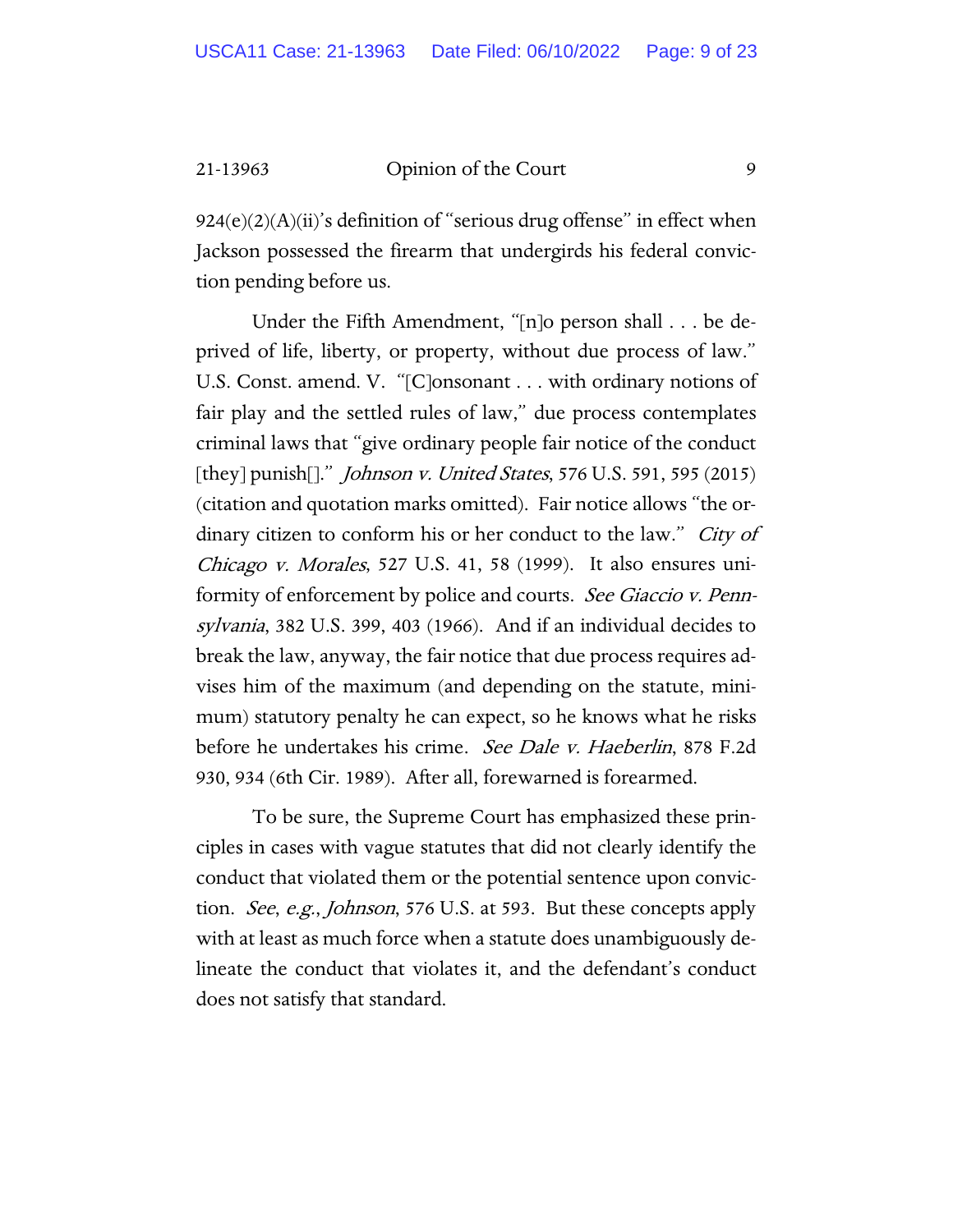924(e)(2)(A)(ii)'s definition of "serious drug offense" in effect when Jackson possessed the firearm that undergirds his federal conviction pending before us.

Under the Fifth Amendment, "[n]o person shall . . . be deprived of life, liberty, or property, without due process of law." U.S. Const. amend. V. "[C]onsonant . . . with ordinary notions of fair play and the settled rules of law," due process contemplates criminal laws that "give ordinary people fair notice of the conduct [they] punish[]." *Johnson v. United States*, 576 U.S. 591, 595 (2015) (citation and quotation marks omitted). Fair notice allows "the ordinary citizen to conform his or her conduct to the law." *City of Chicago v. Morales*, 527 U.S. 41, 58 (1999). It also ensures uniformity of enforcement by police and courts. *See Giaccio v. Pennsylvania*, 382 U.S. 399, 403 (1966). And if an individual decides to break the law, anyway, the fair notice that due process requires advises him of the maximum (and depending on the statute, minimum) statutory penalty he can expect, so he knows what he risks before he undertakes his crime. *See Dale v. Haeberlin*, 878 F.2d 930, 934 (6th Cir. 1989). After all, forewarned is forearmed.

To be sure, the Supreme Court has emphasized these principles in cases with vague statutes that did not clearly identify the conduct that violated them or the potential sentence upon conviction. *See*, *e.g.*, *Johnson*, 576 U.S. at 593. But these concepts apply with at least as much force when a statute does unambiguously delineate the conduct that violates it, and the defendant's conduct does not satisfy that standard.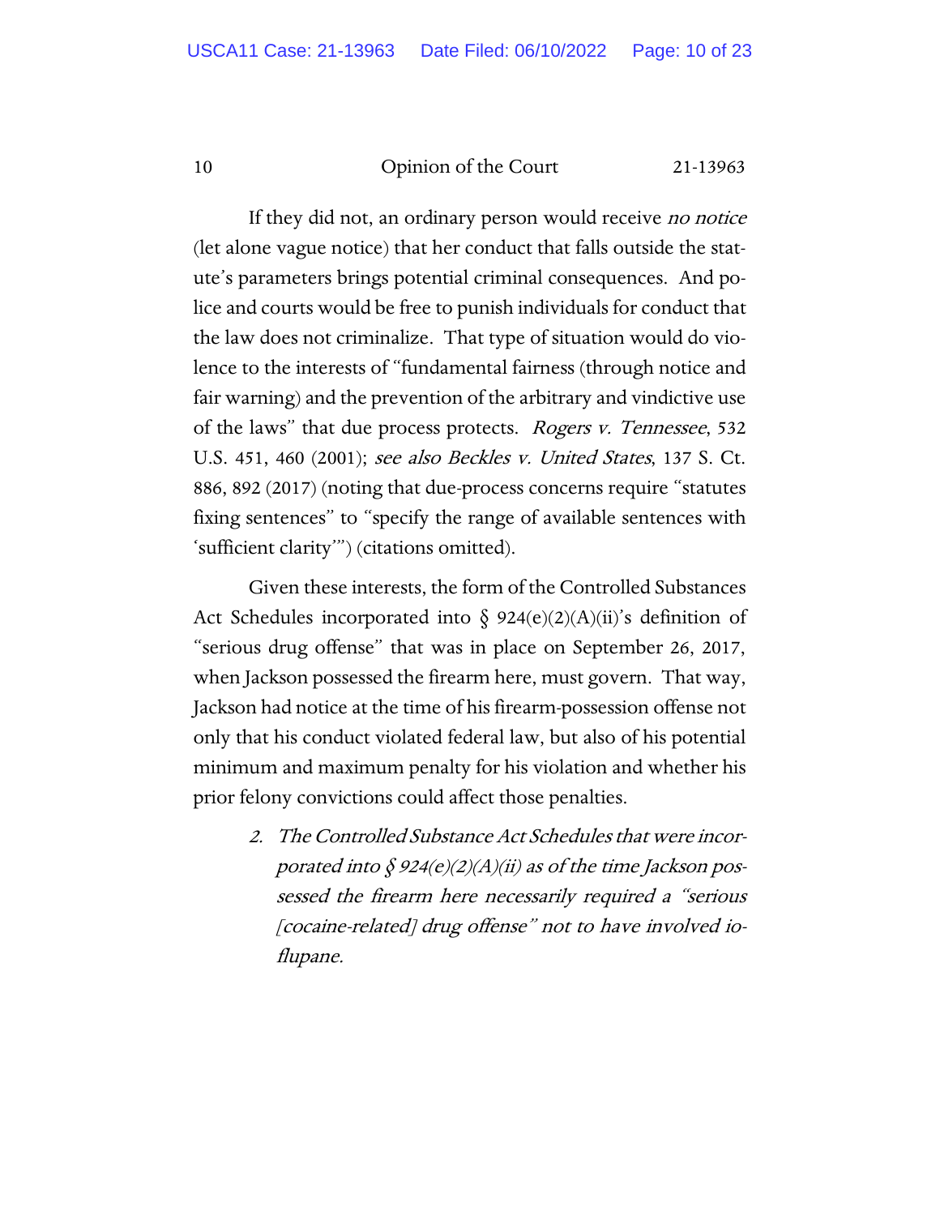If they did not, an ordinary person would receive *no notice* (let alone vague notice) that her conduct that falls outside the statute's parameters brings potential criminal consequences. And police and courts would be free to punish individuals for conduct that the law does not criminalize. That type of situation would do violence to the interests of "fundamental fairness (through notice and fair warning) and the prevention of the arbitrary and vindictive use of the laws" that due process protects. *Rogers v. Tennessee*, 532 U.S. 451, 460 (2001); *see also Beckles v. United States*, 137 S. Ct. 886, 892 (2017) (noting that due-process concerns require "statutes fixing sentences" to "specify the range of available sentences with 'sufficient clarity'") (citations omitted).

Given these interests, the form of the Controlled Substances Act Schedules incorporated into § 924(e)(2)(A)(ii)'s definition of "serious drug offense" that was in place on September 26, 2017, when Jackson possessed the firearm here, must govern. That way, Jackson had notice at the time of his firearm-possession offense not only that his conduct violated federal law, but also of his potential minimum and maximum penalty for his violation and whether his prior felony convictions could affect those penalties.

2. *The Controlled Substance Act Schedules that were incorporated into § 924(e)(2)(A)(ii) as of the time Jackson possessed the firearm here necessarily required a "serious [cocaine-related] drug offense" not to have involved ioflupane.*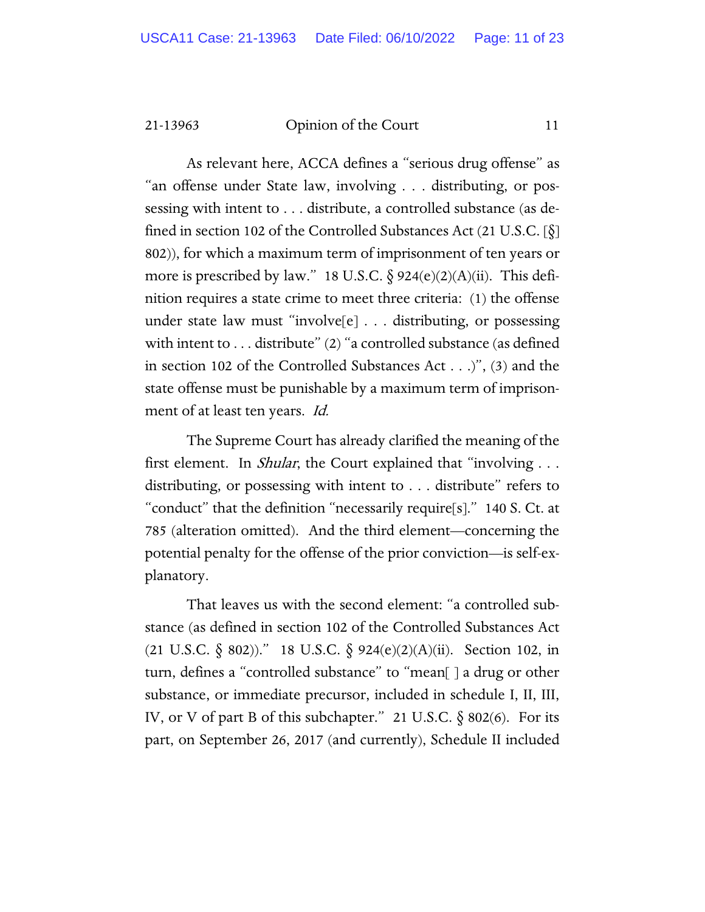As relevant here, ACCA defines a "serious drug offense" as "an offense under State law, involving . . . distributing, or possessing with intent to . . . distribute, a controlled substance (as defined in section 102 of the Controlled Substances Act (21 U.S.C. [§] 802)), for which a maximum term of imprisonment of ten years or more is prescribed by law." 18 U.S.C. § 924(e)(2)(A)(ii). This definition requires a state crime to meet three criteria: (1) the offense under state law must "involve[e] . . . distributing, or possessing with intent to . . . distribute" (2) "a controlled substance (as defined in section 102 of the Controlled Substances Act . . .)", (3) and the state offense must be punishable by a maximum term of imprisonment of at least ten years. *Id.*

The Supreme Court has already clarified the meaning of the first element. In *Shular*, the Court explained that "involving . . . distributing, or possessing with intent to . . . distribute" refers to "conduct" that the definition "necessarily require[s]." 140 S. Ct. at 785 (alteration omitted). And the third element—concerning the potential penalty for the offense of the prior conviction—is self-explanatory.

That leaves us with the second element: "a controlled substance (as defined in section 102 of the Controlled Substances Act (21 U.S.C. § 802))." 18 U.S.C. § 924(e)(2)(A)(ii). Section 102, in turn, defines a "controlled substance" to "mean[ ] a drug or other substance, or immediate precursor, included in schedule I, II, III, IV, or V of part B of this subchapter." 21 U.S.C. § 802(6). For its part, on September 26, 2017 (and currently), Schedule II included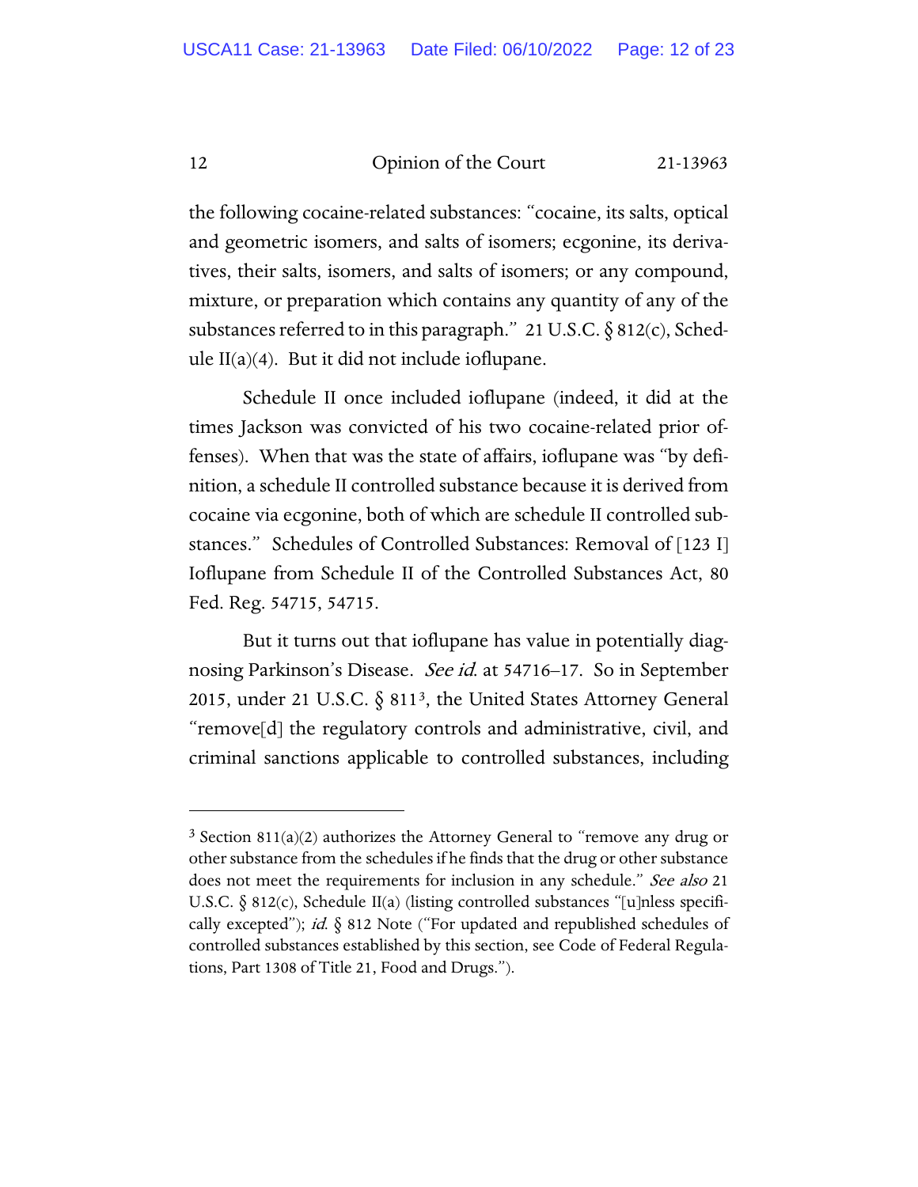the following cocaine-related substances: "cocaine, its salts, optical and geometric isomers, and salts of isomers; ecgonine, its derivatives, their salts, isomers, and salts of isomers; or any compound, mixture, or preparation which contains any quantity of any of the substances referred to in this paragraph." 21 U.S.C. § 812(c), Schedule II(a)(4). But it did not include ioflupane.

Schedule II once included ioflupane (indeed, it did at the times Jackson was convicted of his two cocaine-related prior offenses). When that was the state of affairs, ioflupane was "by definition, a schedule II controlled substance because it is derived from cocaine via ecgonine, both of which are schedule II controlled substances." Schedules of Controlled Substances: Removal of [123 I] Ioflupane from Schedule II of the Controlled Substances Act, 80 Fed. Reg. 54715, 54715.

But it turns out that ioflupane has value in potentially diagnosing Parkinson's Disease. *See id.* at 54716–17. So in September 2015, under 21 U.S.C. § 811[3], the United States Attorney General "remove[d] the regulatory controls and administrative, civil, and criminal sanctions applicable to controlled substances, including

---

[3] Section 811(a)(2) authorizes the Attorney General to "remove any drug or other substance from the schedules if he finds that the drug or other substance does not meet the requirements for inclusion in any schedule." *See also* 21 U.S.C. § 812(c), Schedule II(a) (listing controlled substances "[u]nless specifically excepted"); *id.* § 812 Note ("For updated and republished schedules of controlled substances established by this section, see Code of Federal Regulations, Part 1308 of Title 21, Food and Drugs.").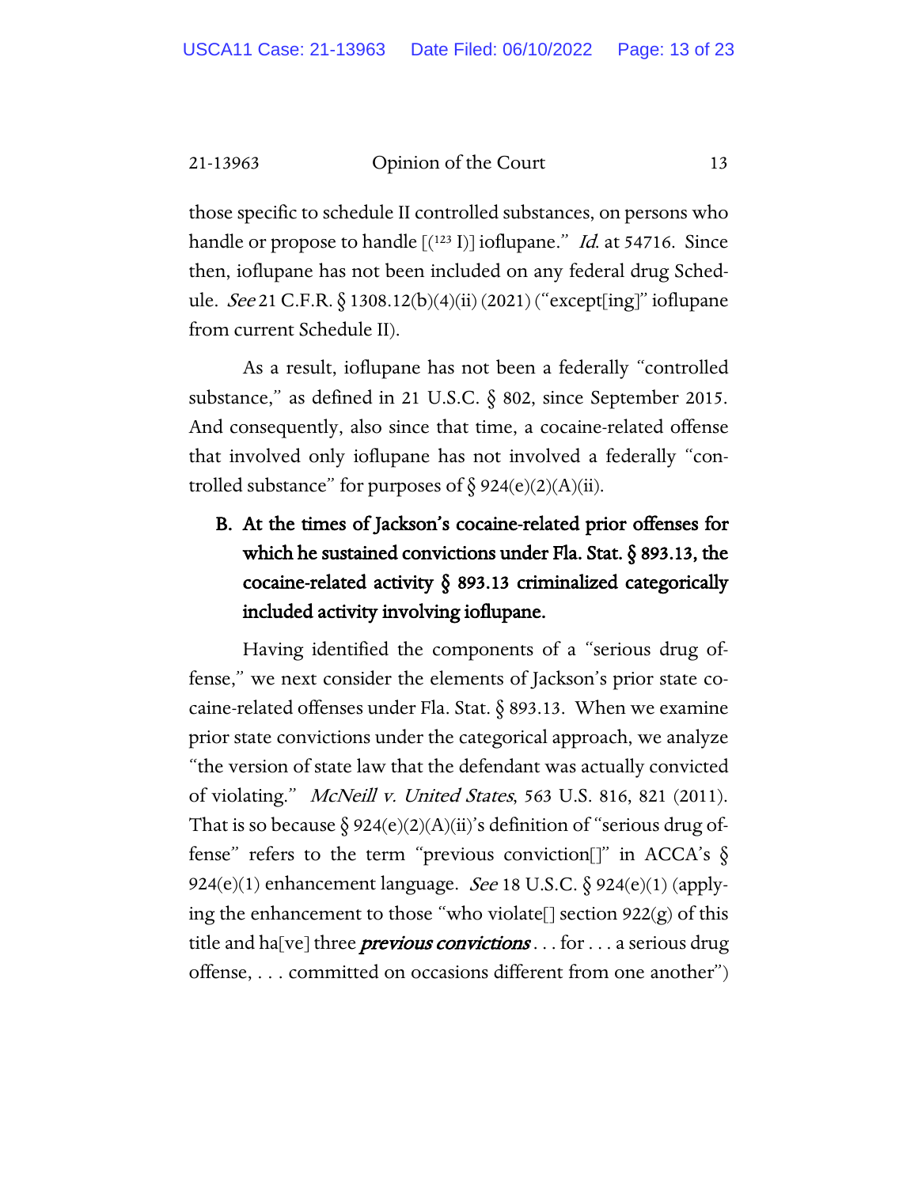those specific to schedule II controlled substances, on persons who handle or propose to handle [($^{123}$ I)] ioflupane." *Id.* at 54716. Since then, ioflupane has not been included on any federal drug Schedule. *See* 21 C.F.R. § 1308.12(b)(4)(ii) (2021) ("except[ing]" ioflupane from current Schedule II).

As a result, ioflupane has not been a federally "controlled substance," as defined in 21 U.S.C. § 802, since September 2015. And consequently, also since that time, a cocaine-related offense that involved only ioflupane has not involved a federally "controlled substance" for purposes of § 924(e)(2)(A)(ii).

### B. At the times of Jackson's cocaine-related prior offenses for which he sustained convictions under Fla. Stat. § 893.13, the cocaine-related activity § 893.13 criminalized categorically included activity involving ioflupane.

Having identified the components of a "serious drug offense," we next consider the elements of Jackson's prior state cocaine-related offenses under Fla. Stat. § 893.13. When we examine prior state convictions under the categorical approach, we analyze "the version of state law that the defendant was actually convicted of violating." *McNeill v. United States*, 563 U.S. 816, 821 (2011). That is so because § 924(e)(2)(A)(ii)'s definition of "serious drug offense" refers to the term "previous conviction[]" in ACCA's § 924(e)(1) enhancement language. *See* 18 U.S.C. § 924(e)(1) (applying the enhancement to those "who violate[] section 922(g) of this title and ha[ve] three ***previous convictions*** . . . for . . . a serious drug offense, . . . committed on occasions different from one another")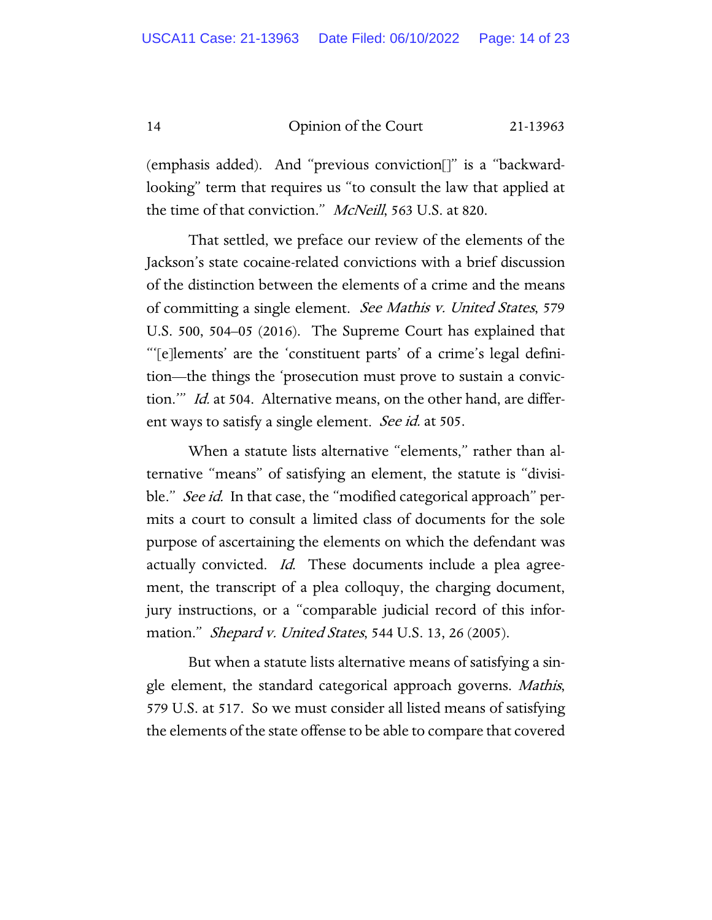(emphasis added). And "previous conviction[]" is a "backward-looking" term that requires us "to consult the law that applied at the time of that conviction." *McNeill*, 563 U.S. at 820.

That settled, we preface our review of the elements of the Jackson's state cocaine-related convictions with a brief discussion of the distinction between the elements of a crime and the means of committing a single element. *See Mathis v. United States*, 579 U.S. 500, 504–05 (2016). The Supreme Court has explained that "'[e]lements' are the 'constituent parts' of a crime's legal definition—the things the 'prosecution must prove to sustain a conviction.'" *Id.* at 504. Alternative means, on the other hand, are different ways to satisfy a single element. *See id.* at 505.

When a statute lists alternative "elements," rather than alternative "means" of satisfying an element, the statute is "divisible." *See id.* In that case, the "modified categorical approach" permits a court to consult a limited class of documents for the sole purpose of ascertaining the elements on which the defendant was actually convicted. *Id.* These documents include a plea agreement, the transcript of a plea colloquy, the charging document, jury instructions, or a "comparable judicial record of this information." *Shepard v. United States*, 544 U.S. 13, 26 (2005).

But when a statute lists alternative means of satisfying a single element, the standard categorical approach governs. *Mathis*, 579 U.S. at 517. So we must consider all listed means of satisfying the elements of the state offense to be able to compare that covered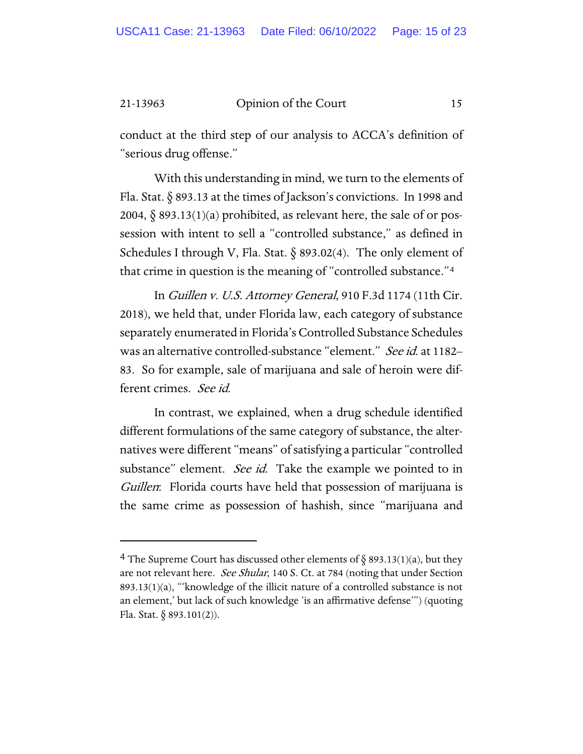conduct at the third step of our analysis to ACCA's definition of "serious drug offense."

With this understanding in mind, we turn to the elements of Fla. Stat. § 893.13 at the times of Jackson's convictions. In 1998 and 2004, § 893.13(1)(a) prohibited, as relevant here, the sale of or possession with intent to sell a "controlled substance," as defined in Schedules I through V, Fla. Stat. § 893.02(4). The only element of that crime in question is the meaning of "controlled substance."[4]

In *Guillen v. U.S. Attorney General*, 910 F.3d 1174 (11th Cir. 2018), we held that, under Florida law, each category of substance separately enumerated in Florida's Controlled Substance Schedules was an alternative controlled-substance "element." *See id.* at 1182–83. So for example, sale of marijuana and sale of heroin were different crimes. *See id.*

In contrast, we explained, when a drug schedule identified different formulations of the same category of substance, the alternatives were different "means" of satisfying a particular "controlled substance" element. *See id.* Take the example we pointed to in *Guillen*: Florida courts have held that possession of marijuana is the same crime as possession of hashish, since "marijuana and

---

[4] The Supreme Court has discussed other elements of § 893.13(1)(a), but they are not relevant here. *See Shular*, 140 S. Ct. at 784 (noting that under Section 893.13(1)(a), "'knowledge of the illicit nature of a controlled substance is not an element,' but lack of such knowledge 'is an affirmative defense'") (quoting Fla. Stat. § 893.101(2)).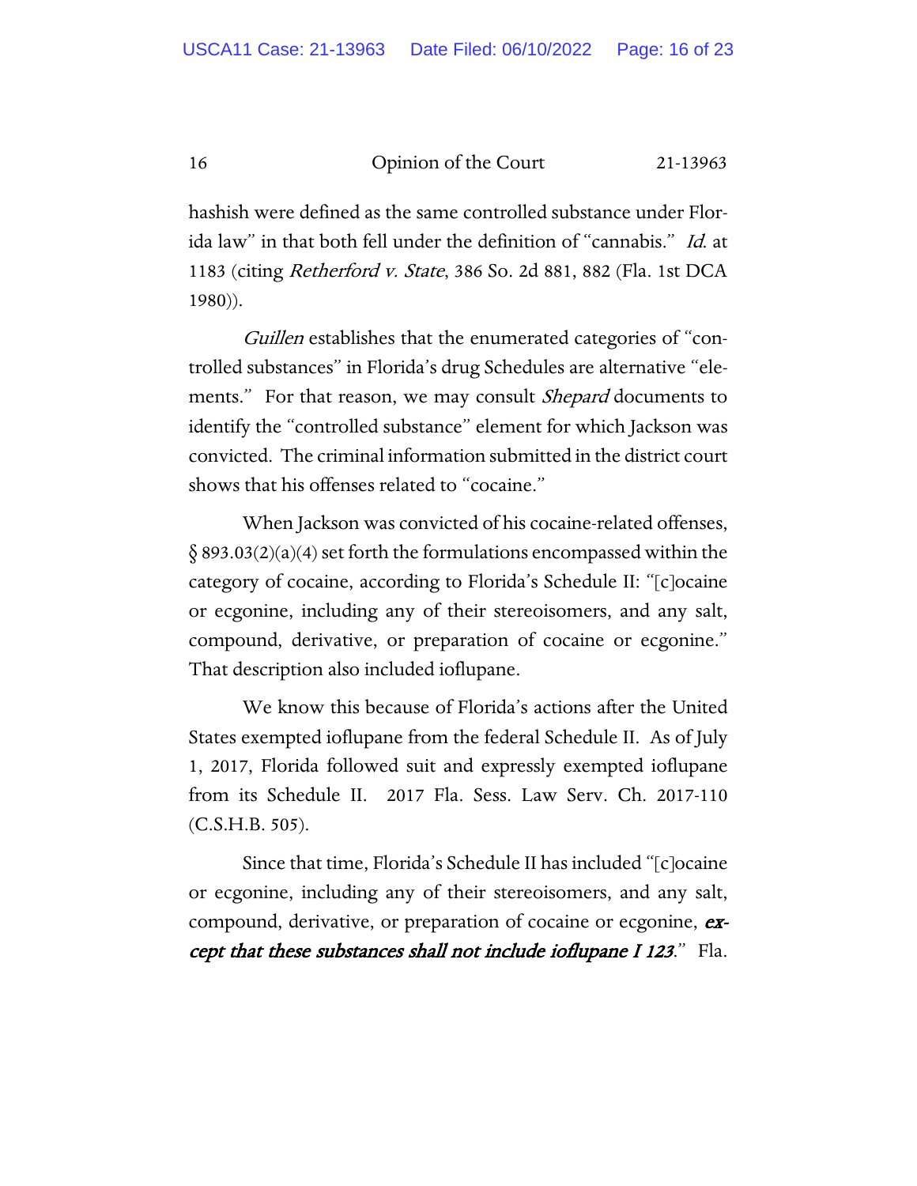hashish were defined as the same controlled substance under Florida law" in that both fell under the definition of "cannabis." *Id.* at 1183 (citing *Retherford v. State*, 386 So. 2d 881, 882 (Fla. 1st DCA 1980)).

*Guillen* establishes that the enumerated categories of "controlled substances" in Florida's drug Schedules are alternative "elements." For that reason, we may consult *Shepard* documents to identify the "controlled substance" element for which Jackson was convicted. The criminal information submitted in the district court shows that his offenses related to "cocaine."

When Jackson was convicted of his cocaine-related offenses, § 893.03(2)(a)(4) set forth the formulations encompassed within the category of cocaine, according to Florida's Schedule II: "[c]ocaine or ecgonine, including any of their stereoisomers, and any salt, compound, derivative, or preparation of cocaine or ecgonine." That description also included ioflupane.

We know this because of Florida's actions after the United States exempted ioflupane from the federal Schedule II. As of July 1, 2017, Florida followed suit and expressly exempted ioflupane from its Schedule II. 2017 Fla. Sess. Law Serv. Ch. 2017-110 (C.S.H.B. 505).

Since that time, Florida's Schedule II has included "[c]ocaine or ecgonine, including any of their stereoisomers, and any salt, compound, derivative, or preparation of cocaine or ecgonine, ***except that these substances shall not include ioflupane I 123***." Fla.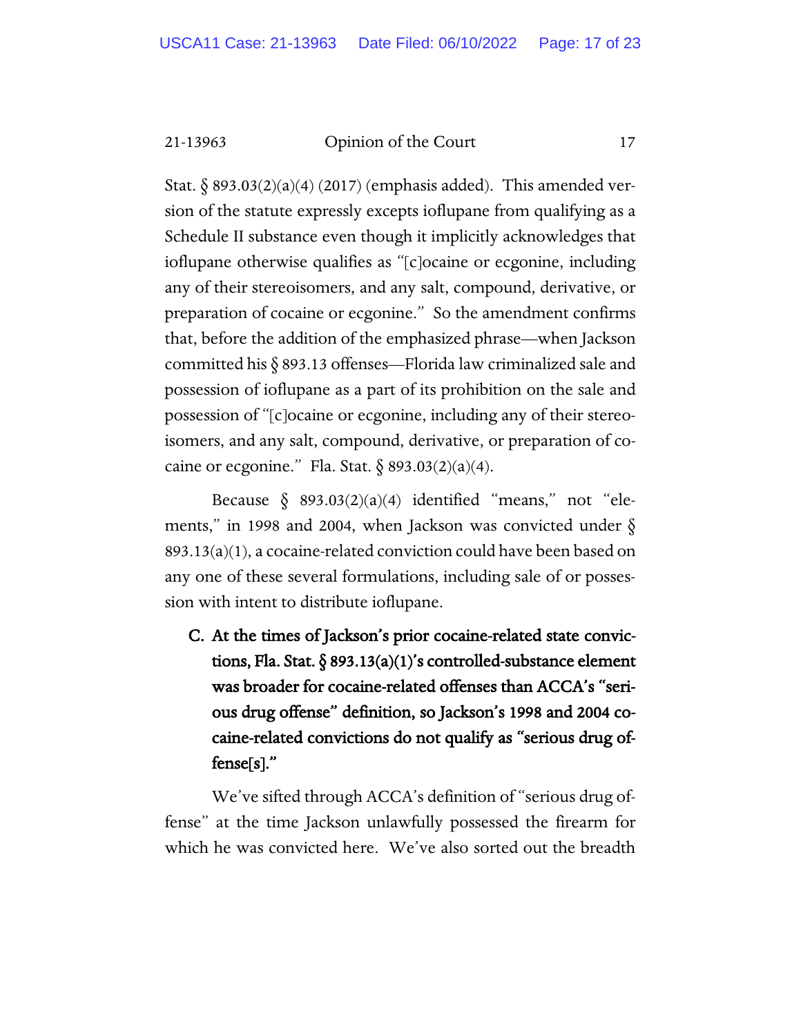Stat. § 893.03(2)(a)(4) (2017) (emphasis added). This amended version of the statute expressly excepts ioflupane from qualifying as a Schedule II substance even though it implicitly acknowledges that ioflupane otherwise qualifies as "[c]ocaine or ecgonine, including any of their stereoisomers, and any salt, compound, derivative, or preparation of cocaine or ecgonine." So the amendment confirms that, before the addition of the emphasized phrase—when Jackson committed his § 893.13 offenses—Florida law criminalized sale and possession of ioflupane as a part of its prohibition on the sale and possession of "[c]ocaine or ecgonine, including any of their stereoisomers, and any salt, compound, derivative, or preparation of cocaine or ecgonine." Fla. Stat. § 893.03(2)(a)(4).

Because § 893.03(2)(a)(4) identified "means," not "elements," in 1998 and 2004, when Jackson was convicted under § 893.13(a)(1), a cocaine-related conviction could have been based on any one of these several formulations, including sale of or possession with intent to distribute ioflupane.

**C. At the times of Jackson's prior cocaine-related state convictions, Fla. Stat. § 893.13(a)(1)'s controlled-substance element was broader for cocaine-related offenses than ACCA's "serious drug offense" definition, so Jackson's 1998 and 2004 cocaine-related convictions do not qualify as "serious drug offense[s]."**

We've sifted through ACCA's definition of "serious drug offense" at the time Jackson unlawfully possessed the firearm for which he was convicted here. We've also sorted out the breadth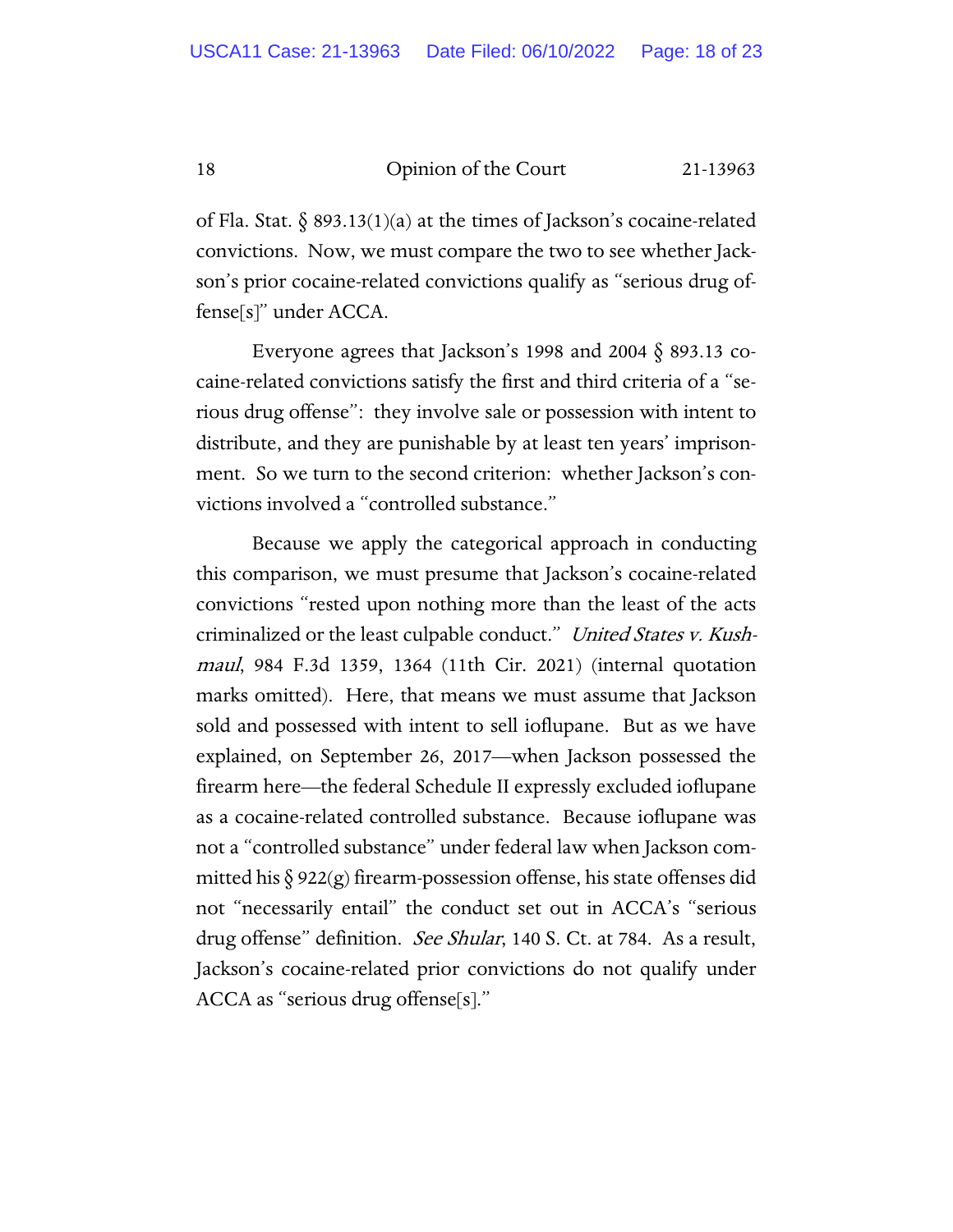of Fla. Stat. § 893.13(1)(a) at the times of Jackson's cocaine-related convictions. Now, we must compare the two to see whether Jackson's prior cocaine-related convictions qualify as "serious drug offense[s]" under ACCA.

Everyone agrees that Jackson's 1998 and 2004 § 893.13 cocaine-related convictions satisfy the first and third criteria of a "serious drug offense": they involve sale or possession with intent to distribute, and they are punishable by at least ten years' imprisonment. So we turn to the second criterion: whether Jackson's convictions involved a "controlled substance."

Because we apply the categorical approach in conducting this comparison, we must presume that Jackson's cocaine-related convictions "rested upon nothing more than the least of the acts criminalized or the least culpable conduct." *United States v. Kushmaul*, 984 F.3d 1359, 1364 (11th Cir. 2021) (internal quotation marks omitted). Here, that means we must assume that Jackson sold and possessed with intent to sell ioflupane. But as we have explained, on September 26, 2017—when Jackson possessed the firearm here—the federal Schedule II expressly excluded ioflupane as a cocaine-related controlled substance. Because ioflupane was not a "controlled substance" under federal law when Jackson committed his § 922(g) firearm-possession offense, his state offenses did not "necessarily entail" the conduct set out in ACCA's "serious drug offense" definition. *See Shular*, 140 S. Ct. at 784. As a result, Jackson's cocaine-related prior convictions do not qualify under ACCA as "serious drug offense[s]."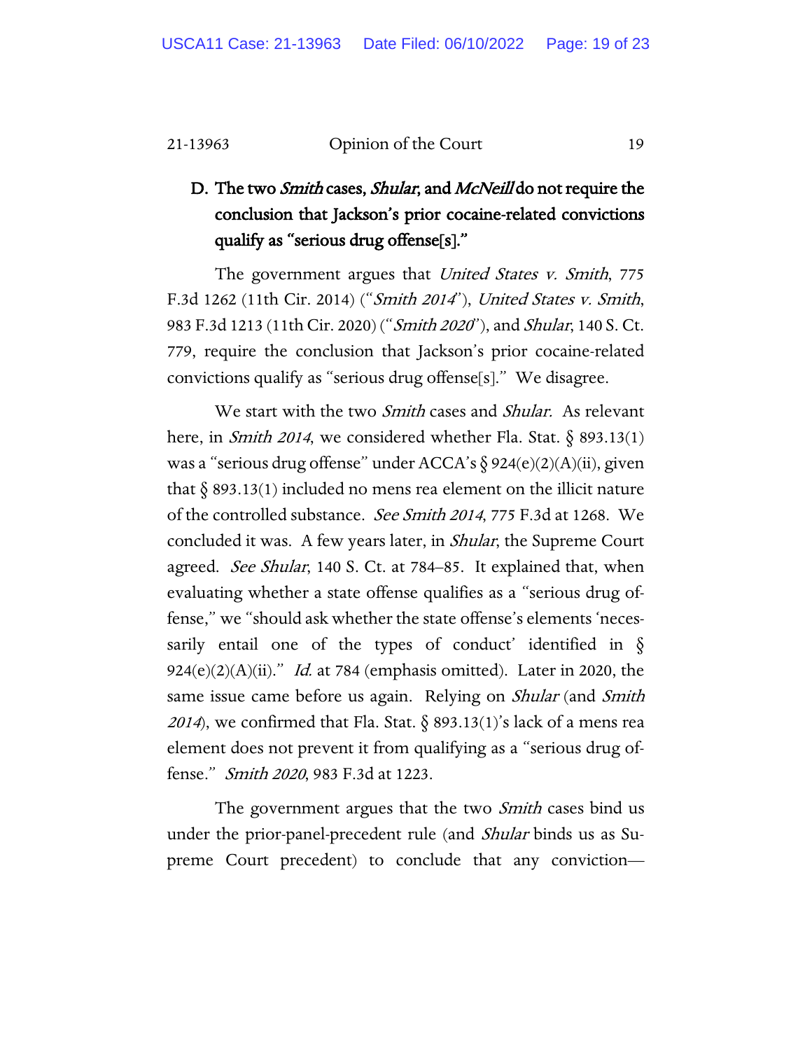### D. The two *Smith* cases, *Shular*, and *McNeill* do not require the conclusion that Jackson's prior cocaine-related convictions qualify as "serious drug offense[s]."

The government argues that *United States v. Smith*, 775 F.3d 1262 (11th Cir. 2014) ("*Smith 2014*"), *United States v. Smith*, 983 F.3d 1213 (11th Cir. 2020) ("*Smith 2020*"), and *Shular*, 140 S. Ct. 779, require the conclusion that Jackson's prior cocaine-related convictions qualify as "serious drug offense[s]." We disagree.

We start with the two *Smith* cases and *Shular*. As relevant here, in *Smith 2014*, we considered whether Fla. Stat. § 893.13(1) was a "serious drug offense" under ACCA's § 924(e)(2)(A)(ii), given that § 893.13(1) included no mens rea element on the illicit nature of the controlled substance. *See Smith 2014*, 775 F.3d at 1268. We concluded it was. A few years later, in *Shular*, the Supreme Court agreed. *See Shular*, 140 S. Ct. at 784–85. It explained that, when evaluating whether a state offense qualifies as a "serious drug offense," we "should ask whether the state offense's elements 'necessarily entail one of the types of conduct' identified in § 924(e)(2)(A)(ii)." *Id.* at 784 (emphasis omitted). Later in 2020, the same issue came before us again. Relying on *Shular* (and *Smith 2014*), we confirmed that Fla. Stat. § 893.13(1)'s lack of a mens rea element does not prevent it from qualifying as a "serious drug offense." *Smith 2020*, 983 F.3d at 1223.

The government argues that the two *Smith* cases bind us under the prior-panel-precedent rule (and *Shular* binds us as Supreme Court precedent) to conclude that any conviction—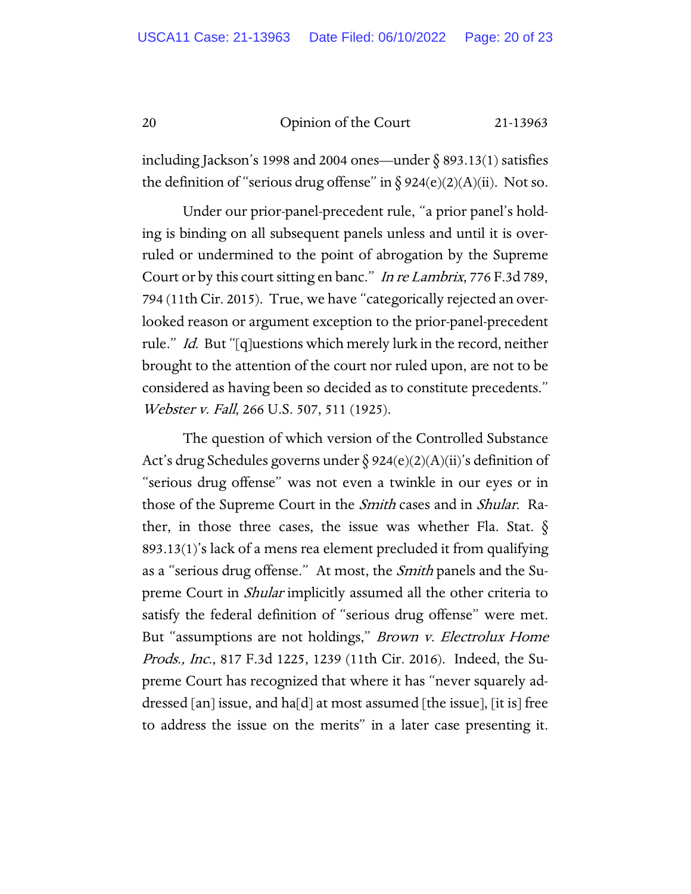including Jackson's 1998 and 2004 ones—under § 893.13(1) satisfies the definition of "serious drug offense" in § 924(e)(2)(A)(ii). Not so.

Under our prior-panel-precedent rule, "a prior panel's holding is binding on all subsequent panels unless and until it is overruled or undermined to the point of abrogation by the Supreme Court or by this court sitting en banc." *In re Lambrix*, 776 F.3d 789, 794 (11th Cir. 2015). True, we have "categorically rejected an overlooked reason or argument exception to the prior-panel-precedent rule." *Id.* But "[q]uestions which merely lurk in the record, neither brought to the attention of the court nor ruled upon, are not to be considered as having been so decided as to constitute precedents." *Webster v. Fall*, 266 U.S. 507, 511 (1925).

The question of which version of the Controlled Substance Act's drug Schedules governs under § 924(e)(2)(A)(ii)'s definition of "serious drug offense" was not even a twinkle in our eyes or in those of the Supreme Court in the *Smith* cases and in *Shular*. Rather, in those three cases, the issue was whether Fla. Stat. § 893.13(1)'s lack of a mens rea element precluded it from qualifying as a "serious drug offense." At most, the *Smith* panels and the Supreme Court in *Shular* implicitly assumed all the other criteria to satisfy the federal definition of "serious drug offense" were met. But "assumptions are not holdings," *Brown v. Electrolux Home Prods., Inc.*, 817 F.3d 1225, 1239 (11th Cir. 2016). Indeed, the Supreme Court has recognized that where it has "never squarely addressed [an] issue, and ha[d] at most assumed [the issue], [it is] free to address the issue on the merits" in a later case presenting it.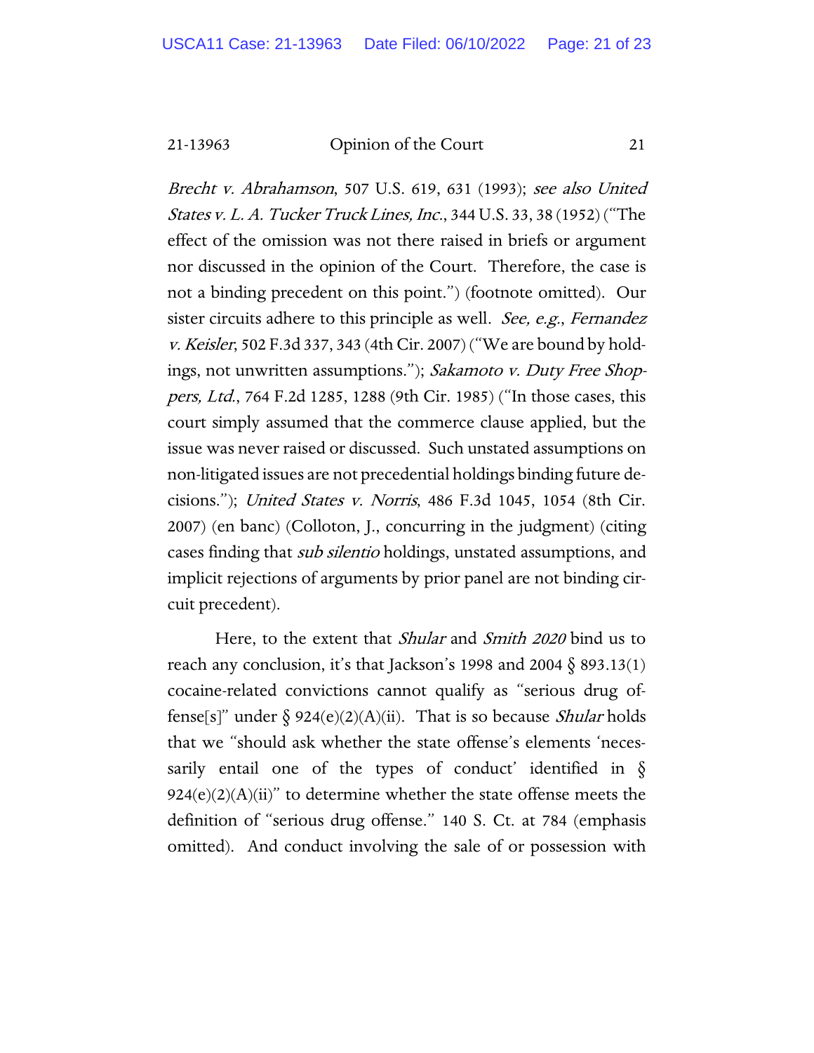*Brecht v. Abrahamson*, 507 U.S. 619, 631 (1993); *see also United States v. L. A. Tucker Truck Lines, Inc.*, 344 U.S. 33, 38 (1952) ("The effect of the omission was not there raised in briefs or argument nor discussed in the opinion of the Court. Therefore, the case is not a binding precedent on this point.") (footnote omitted). Our sister circuits adhere to this principle as well. *See, e.g.*, *Fernandez v. Keisler*, 502 F.3d 337, 343 (4th Cir. 2007) ("We are bound by holdings, not unwritten assumptions."); *Sakamoto v. Duty Free Shoppers, Ltd.*, 764 F.2d 1285, 1288 (9th Cir. 1985) ("In those cases, this court simply assumed that the commerce clause applied, but the issue was never raised or discussed. Such unstated assumptions on non-litigated issues are not precedential holdings binding future decisions."); *United States v. Norris*, 486 F.3d 1045, 1054 (8th Cir. 2007) (en banc) (Colloton, J., concurring in the judgment) (citing cases finding that *sub silentio* holdings, unstated assumptions, and implicit rejections of arguments by prior panel are not binding circuit precedent).

Here, to the extent that *Shular* and *Smith 2020* bind us to reach any conclusion, it's that Jackson's 1998 and 2004 § 893.13(1) cocaine-related convictions cannot qualify as "serious drug offense[s]" under § 924(e)(2)(A)(ii). That is so because *Shular* holds that we "should ask whether the state offense's elements 'necessarily entail one of the types of conduct' identified in § 924(e)(2)(A)(ii)" to determine whether the state offense meets the definition of "serious drug offense." 140 S. Ct. at 784 (emphasis omitted). And conduct involving the sale of or possession with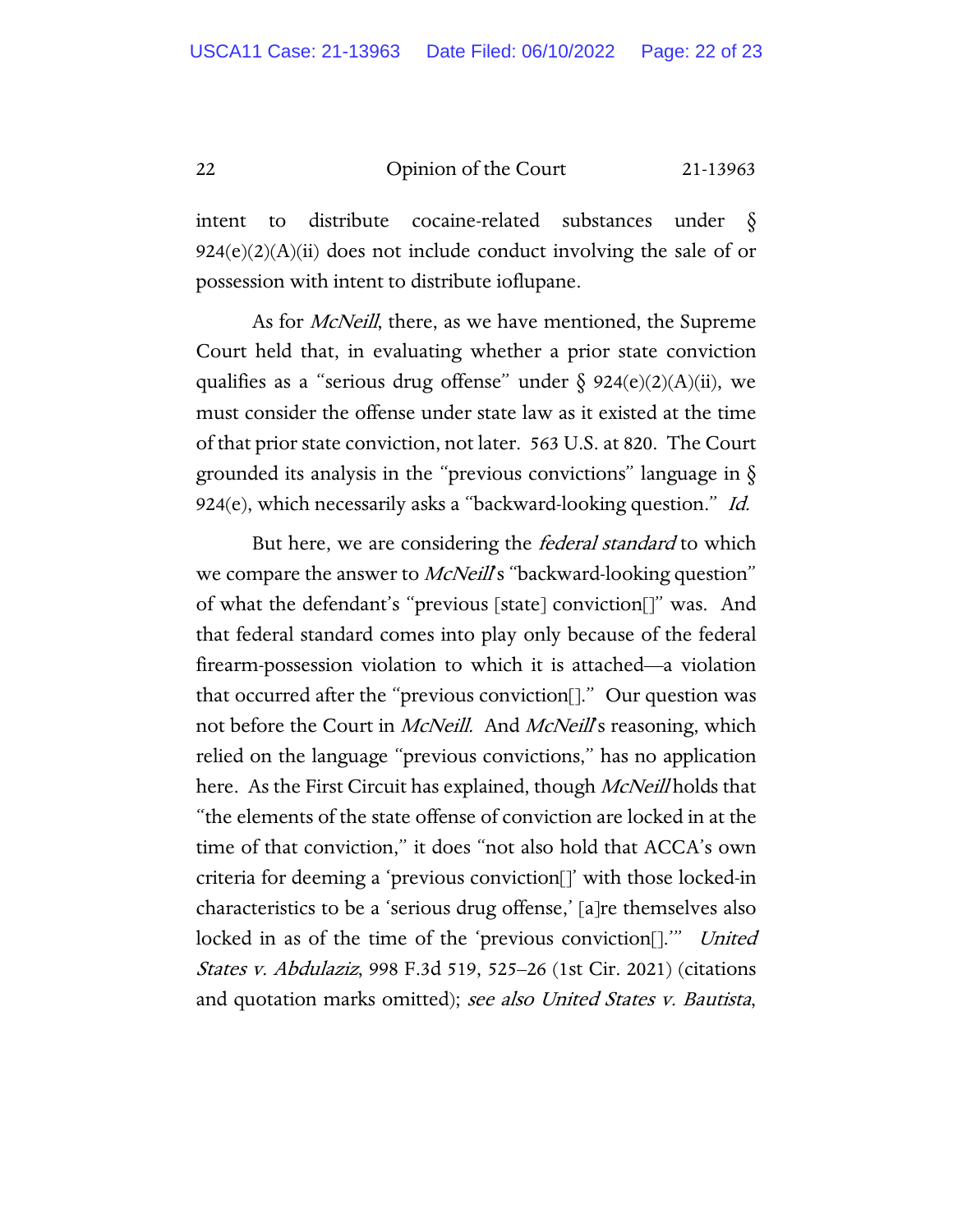intent to distribute cocaine-related substances under § 924(e)(2)(A)(ii) does not include conduct involving the sale of or possession with intent to distribute ioflupane.

As for *McNeill*, there, as we have mentioned, the Supreme Court held that, in evaluating whether a prior state conviction qualifies as a "serious drug offense" under § 924(e)(2)(A)(ii), we must consider the offense under state law as it existed at the time of that prior state conviction, not later. 563 U.S. at 820. The Court grounded its analysis in the "previous convictions" language in § 924(e), which necessarily asks a "backward-looking question." *Id.*

But here, we are considering the *federal standard* to which we compare the answer to *McNeill*'s "backward-looking question" of what the defendant's "previous [state] conviction[]" was. And that federal standard comes into play only because of the federal firearm-possession violation to which it is attached—a violation that occurred after the "previous conviction[]." Our question was not before the Court in *McNeill*. And *McNeill*'s reasoning, which relied on the language "previous convictions," has no application here. As the First Circuit has explained, though *McNeill* holds that "the elements of the state offense of conviction are locked in at the time of that conviction," it does "not also hold that ACCA's own criteria for deeming a 'previous conviction[]' with those locked-in characteristics to be a 'serious drug offense,' [a]re themselves also locked in as of the time of the 'previous conviction[].'" *United States v. Abdulaziz*, 998 F.3d 519, 525–26 (1st Cir. 2021) (citations and quotation marks omitted); *see also United States v. Bautista*,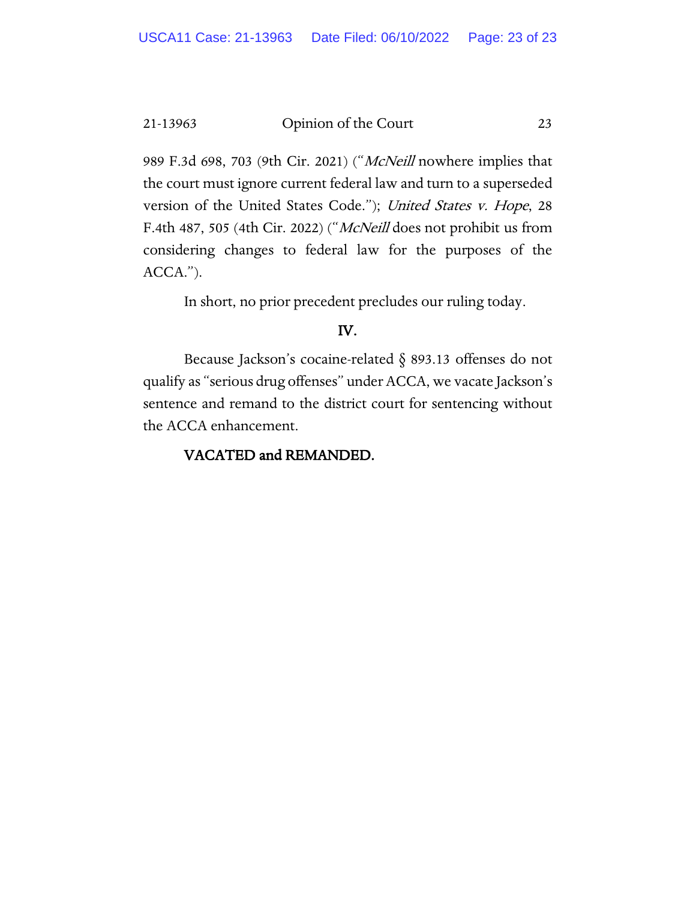989 F.3d 698, 703 (9th Cir. 2021) ("*McNeill* nowhere implies that the court must ignore current federal law and turn to a superseded version of the United States Code."); *United States v. Hope*, 28 F.4th 487, 505 (4th Cir. 2022) ("*McNeill* does not prohibit us from considering changes to federal law for the purposes of the ACCA.").

In short, no prior precedent precludes our ruling today.

## IV.

Because Jackson's cocaine-related § 893.13 offenses do not qualify as "serious drug offenses" under ACCA, we vacate Jackson's sentence and remand to the district court for sentencing without the ACCA enhancement.

**VACATED and REMANDED.**